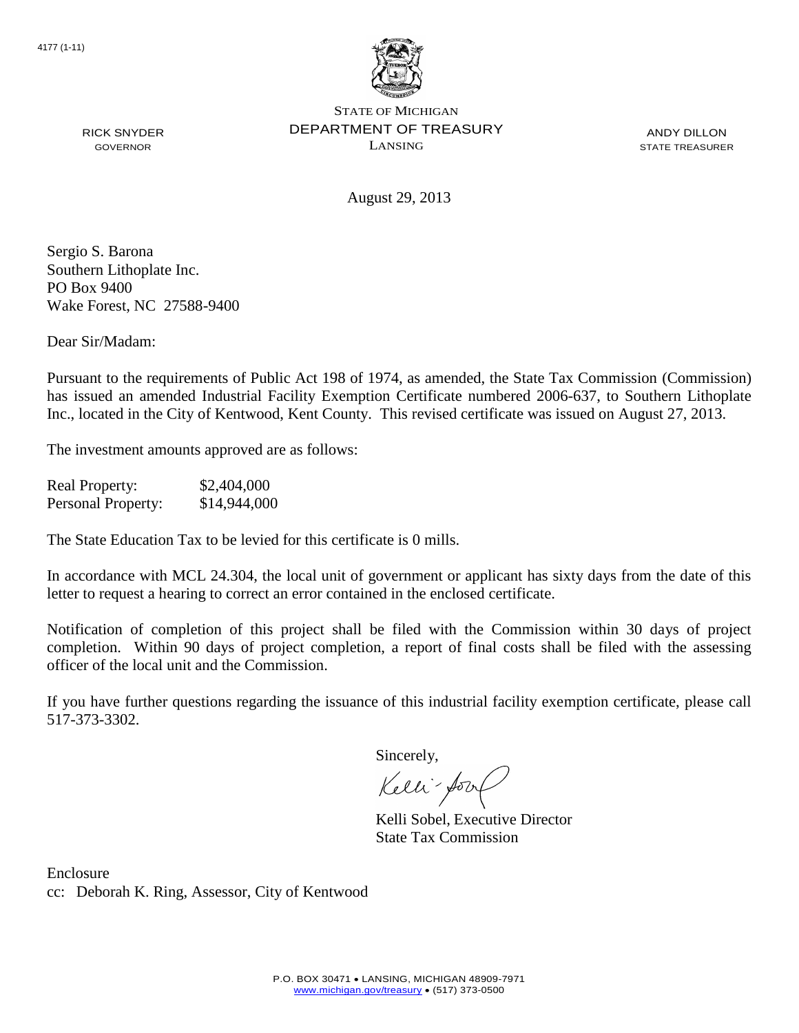4177 (1-11)

STATE OF MICHIGAN
DEPARTMENT OF TREASURY
LANSING

RICK SNYDER
GOVERNOR

ANDY DILLON
STATE TREASURER

August 29, 2013

Sergio S. Barona
Southern Lithoplate Inc.
PO Box 9400
Wake Forest, NC 27588-9400

Dear Sir/Madam:

Pursuant to the requirements of Public Act 198 of 1974, as amended, the State Tax Commission (Commission) has issued an amended Industrial Facility Exemption Certificate numbered 2006-637, to Southern Lithoplate Inc., located in the City of Kentwood, Kent County. This revised certificate was issued on August 27, 2013.

The investment amounts approved are as follows:

| | |
|---|---|
| Real Property: | $2,404,000 |
| Personal Property: | $14,944,000 |

The State Education Tax to be levied for this certificate is 0 mills.

In accordance with MCL 24.304, the local unit of government or applicant has sixty days from the date of this letter to request a hearing to correct an error contained in the enclosed certificate.

Notification of completion of this project shall be filed with the Commission within 30 days of project completion. Within 90 days of project completion, a report of final costs shall be filed with the assessing officer of the local unit and the Commission.

If you have further questions regarding the issuance of this industrial facility exemption certificate, please call 517-373-3302.

Sincerely,

Kelli Sobel, Executive Director
State Tax Commission

Enclosure
cc: Deborah K. Ring, Assessor, City of Kentwood

P.O. BOX 30471 • LANSING, MICHIGAN 48909-7971
www.michigan.gov/treasury • (517) 373-0500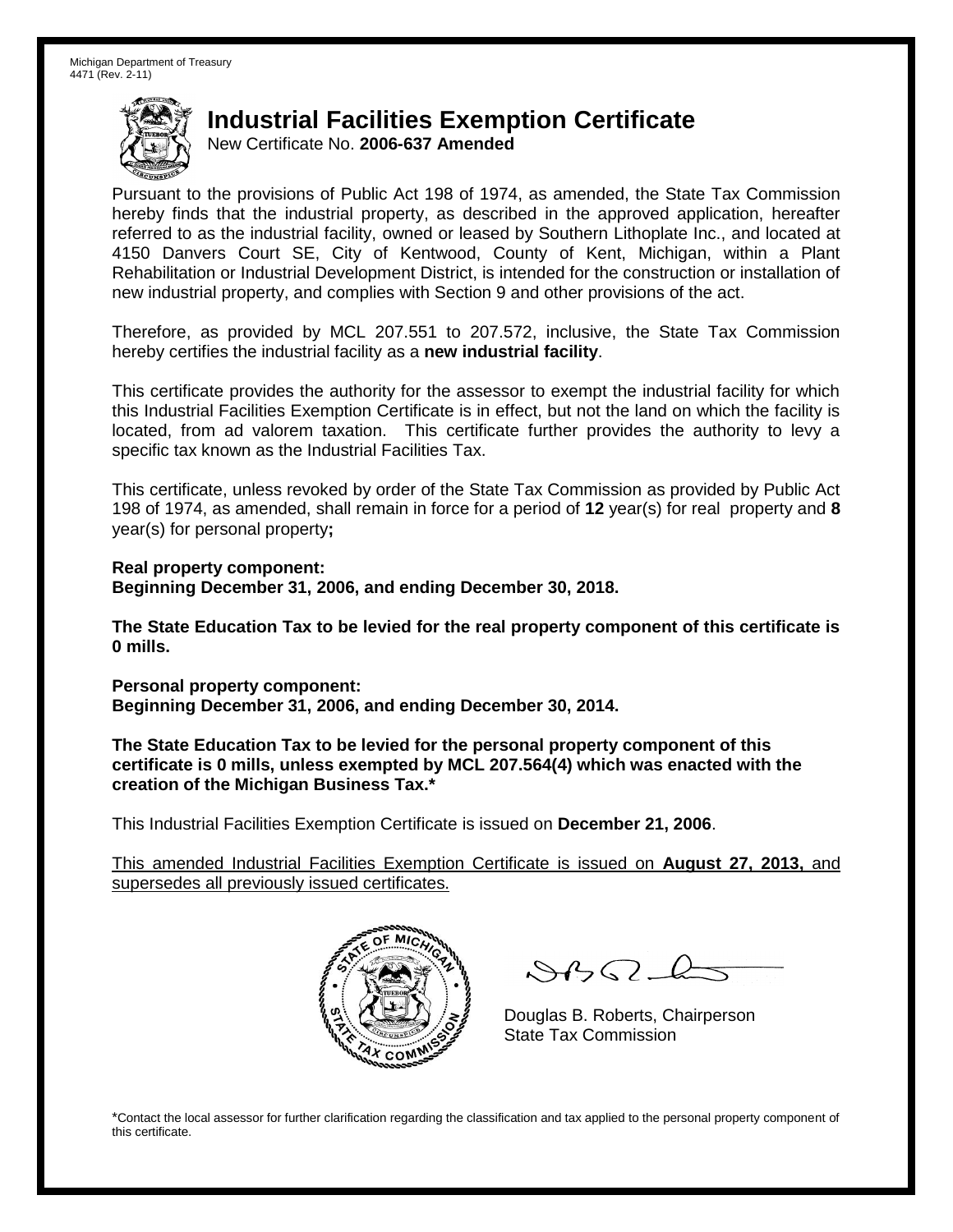Michigan Department of Treasury
4471 (Rev. 2-11)

# Industrial Facilities Exemption Certificate

New Certificate No. **2006-637 Amended**

Pursuant to the provisions of Public Act 198 of 1974, as amended, the State Tax Commission hereby finds that the industrial property, as described in the approved application, hereafter referred to as the industrial facility, owned or leased by Southern Lithoplate Inc., and located at 4150 Danvers Court SE, City of Kentwood, County of Kent, Michigan, within a Plant Rehabilitation or Industrial Development District, is intended for the construction or installation of new industrial property, and complies with Section 9 and other provisions of the act.

Therefore, as provided by MCL 207.551 to 207.572, inclusive, the State Tax Commission hereby certifies the industrial facility as a **new industrial facility**.

This certificate provides the authority for the assessor to exempt the industrial facility for which this Industrial Facilities Exemption Certificate is in effect, but not the land on which the facility is located, from ad valorem taxation. This certificate further provides the authority to levy a specific tax known as the Industrial Facilities Tax.

This certificate, unless revoked by order of the State Tax Commission as provided by Public Act 198 of 1974, as amended, shall remain in force for a period of **12** year(s) for real property and **8** year(s) for personal property**;**

**Real property component:**
**Beginning December 31, 2006, and ending December 30, 2018.**

**The State Education Tax to be levied for the real property component of this certificate is 0 mills.**

**Personal property component:**
**Beginning December 31, 2006, and ending December 30, 2014.**

**The State Education Tax to be levied for the personal property component of this certificate is 0 mills, unless exempted by MCL 207.564(4) which was enacted with the creation of the Michigan Business Tax.***

This Industrial Facilities Exemption Certificate is issued on **December 21, 2006**.

This amended Industrial Facilities Exemption Certificate is issued on **August 27, 2013,** and supersedes all previously issued certificates.

Douglas B. Roberts, Chairperson
State Tax Commission

*Contact the local assessor for further clarification regarding the classification and tax applied to the personal property component of this certificate.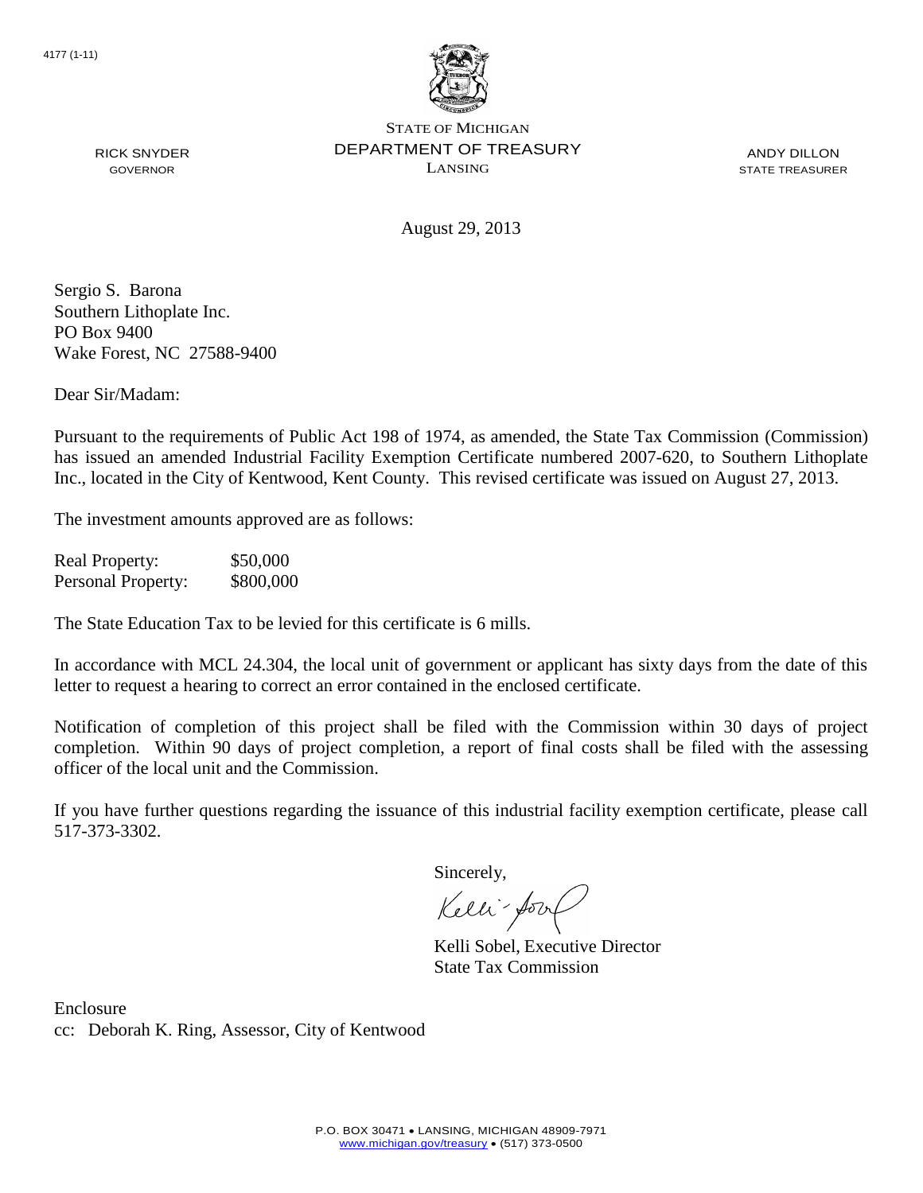4177 (1-11)

STATE OF MICHIGAN
DEPARTMENT OF TREASURY
LANSING

RICK SNYDER
GOVERNOR

ANDY DILLON
STATE TREASURER

August 29, 2013

Sergio S. Barona
Southern Lithoplate Inc.
PO Box 9400
Wake Forest, NC 27588-9400

Dear Sir/Madam:

Pursuant to the requirements of Public Act 198 of 1974, as amended, the State Tax Commission (Commission) has issued an amended Industrial Facility Exemption Certificate numbered 2007-620, to Southern Lithoplate Inc., located in the City of Kentwood, Kent County. This revised certificate was issued on August 27, 2013.

The investment amounts approved are as follows:

| | |
|---|---|
| Real Property: | $50,000 |
| Personal Property: | $800,000 |

The State Education Tax to be levied for this certificate is 6 mills.

In accordance with MCL 24.304, the local unit of government or applicant has sixty days from the date of this letter to request a hearing to correct an error contained in the enclosed certificate.

Notification of completion of this project shall be filed with the Commission within 30 days of project completion. Within 90 days of project completion, a report of final costs shall be filed with the assessing officer of the local unit and the Commission.

If you have further questions regarding the issuance of this industrial facility exemption certificate, please call 517-373-3302.

Sincerely,

Kelli Sobel, Executive Director
State Tax Commission

Enclosure
cc: Deborah K. Ring, Assessor, City of Kentwood

P.O. BOX 30471 • LANSING, MICHIGAN 48909-7971
www.michigan.gov/treasury • (517) 373-0500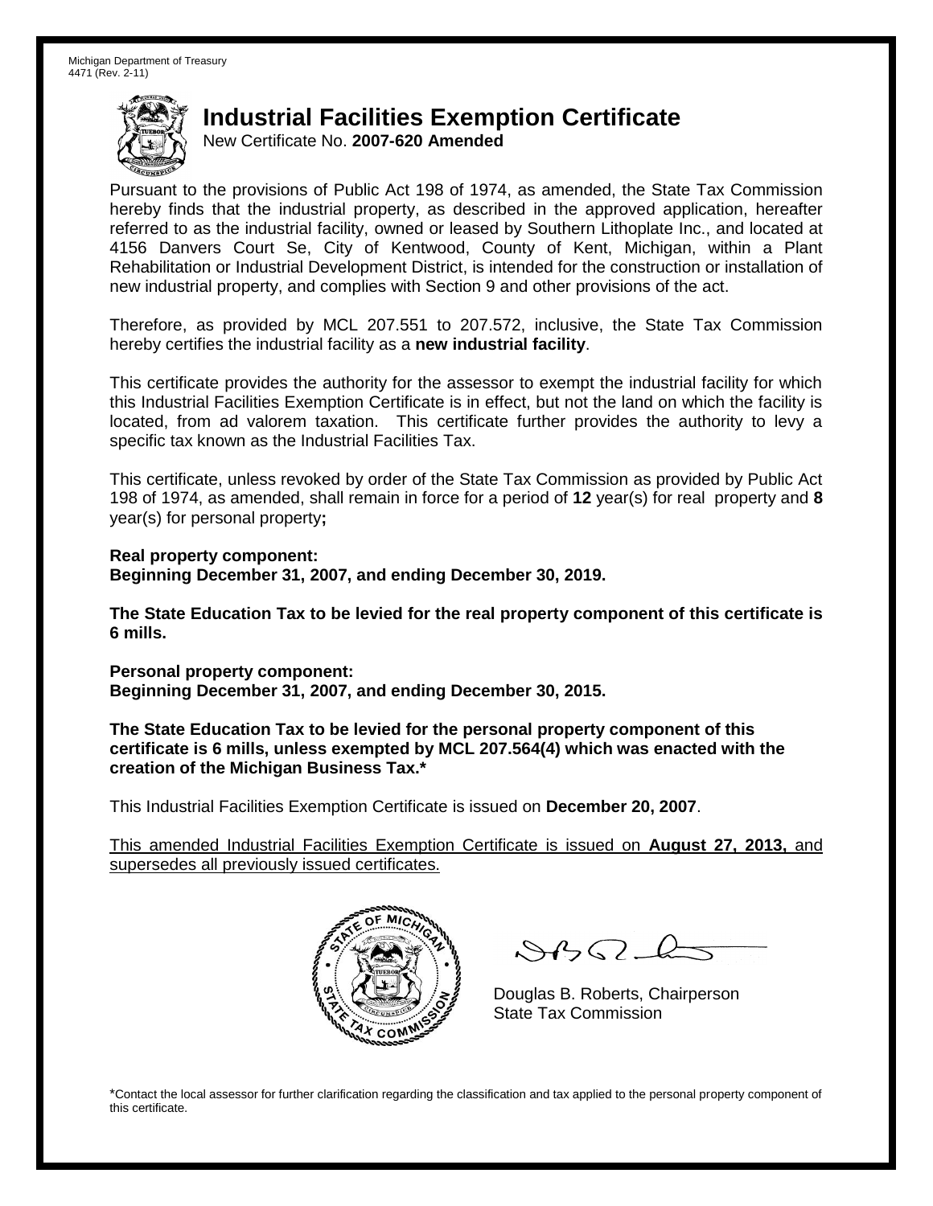Michigan Department of Treasury
4471 (Rev. 2-11)

# Industrial Facilities Exemption Certificate

New Certificate No. **2007-620 Amended**

Pursuant to the provisions of Public Act 198 of 1974, as amended, the State Tax Commission hereby finds that the industrial property, as described in the approved application, hereafter referred to as the industrial facility, owned or leased by Southern Lithoplate Inc., and located at 4156 Danvers Court Se, City of Kentwood, County of Kent, Michigan, within a Plant Rehabilitation or Industrial Development District, is intended for the construction or installation of new industrial property, and complies with Section 9 and other provisions of the act.

Therefore, as provided by MCL 207.551 to 207.572, inclusive, the State Tax Commission hereby certifies the industrial facility as a **new industrial facility**.

This certificate provides the authority for the assessor to exempt the industrial facility for which this Industrial Facilities Exemption Certificate is in effect, but not the land on which the facility is located, from ad valorem taxation. This certificate further provides the authority to levy a specific tax known as the Industrial Facilities Tax.

This certificate, unless revoked by order of the State Tax Commission as provided by Public Act 198 of 1974, as amended, shall remain in force for a period of **12** year(s) for real property and **8** year(s) for personal property**;**

**Real property component:**
**Beginning December 31, 2007, and ending December 30, 2019.**

**The State Education Tax to be levied for the real property component of this certificate is 6 mills.**

**Personal property component:**
**Beginning December 31, 2007, and ending December 30, 2015.**

**The State Education Tax to be levied for the personal property component of this certificate is 6 mills, unless exempted by MCL 207.564(4) which was enacted with the creation of the Michigan Business Tax.***

This Industrial Facilities Exemption Certificate is issued on **December 20, 2007**.

This amended Industrial Facilities Exemption Certificate is issued on **August 27, 2013,** and supersedes all previously issued certificates.

Douglas B. Roberts, Chairperson
State Tax Commission

*Contact the local assessor for further clarification regarding the classification and tax applied to the personal property component of this certificate.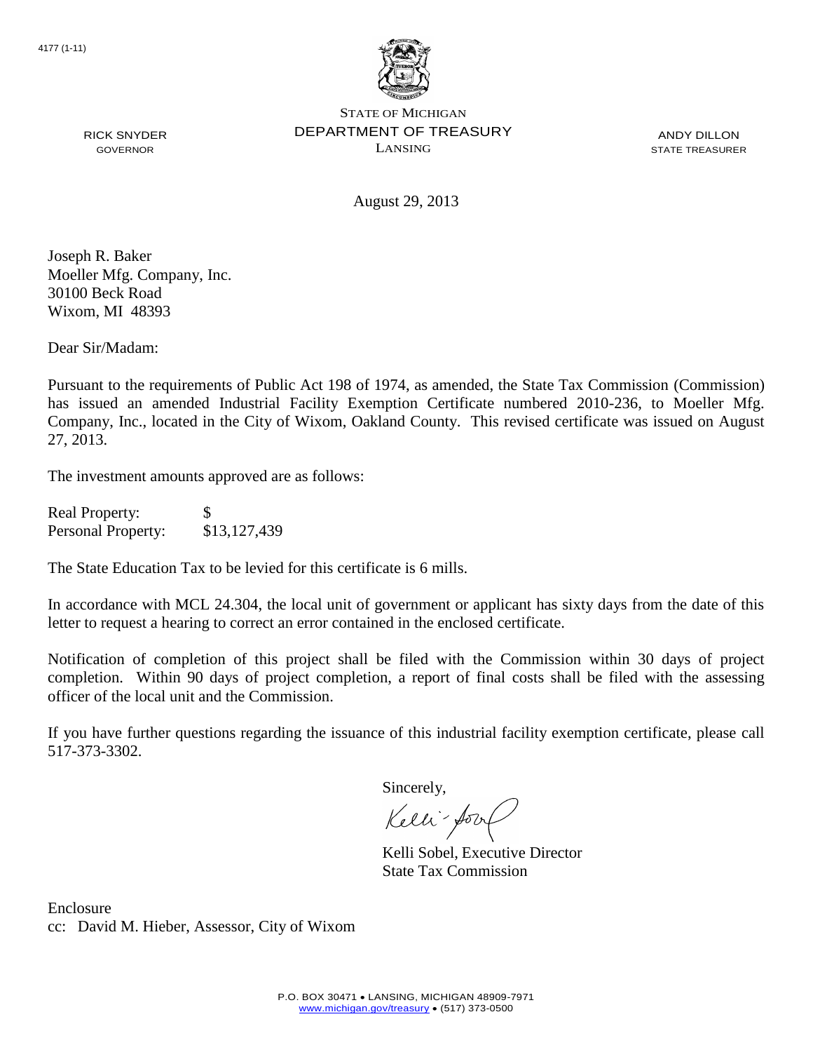4177 (1-11)

STATE OF MICHIGAN
DEPARTMENT OF TREASURY
LANSING

RICK SNYDER
GOVERNOR

ANDY DILLON
STATE TREASURER

August 29, 2013

Joseph R. Baker
Moeller Mfg. Company, Inc.
30100 Beck Road
Wixom, MI 48393

Dear Sir/Madam:

Pursuant to the requirements of Public Act 198 of 1974, as amended, the State Tax Commission (Commission) has issued an amended Industrial Facility Exemption Certificate numbered 2010-236, to Moeller Mfg. Company, Inc., located in the City of Wixom, Oakland County. This revised certificate was issued on August 27, 2013.

The investment amounts approved are as follows:

| | |
|---|---|
| Real Property: | $ |
| Personal Property: | $13,127,439 |

The State Education Tax to be levied for this certificate is 6 mills.

In accordance with MCL 24.304, the local unit of government or applicant has sixty days from the date of this letter to request a hearing to correct an error contained in the enclosed certificate.

Notification of completion of this project shall be filed with the Commission within 30 days of project completion. Within 90 days of project completion, a report of final costs shall be filed with the assessing officer of the local unit and the Commission.

If you have further questions regarding the issuance of this industrial facility exemption certificate, please call 517-373-3302.

Sincerely,

Kelli Sobel, Executive Director
State Tax Commission

Enclosure
cc: David M. Hieber, Assessor, City of Wixom

P.O. BOX 30471 • LANSING, MICHIGAN 48909-7971
www.michigan.gov/treasury • (517) 373-0500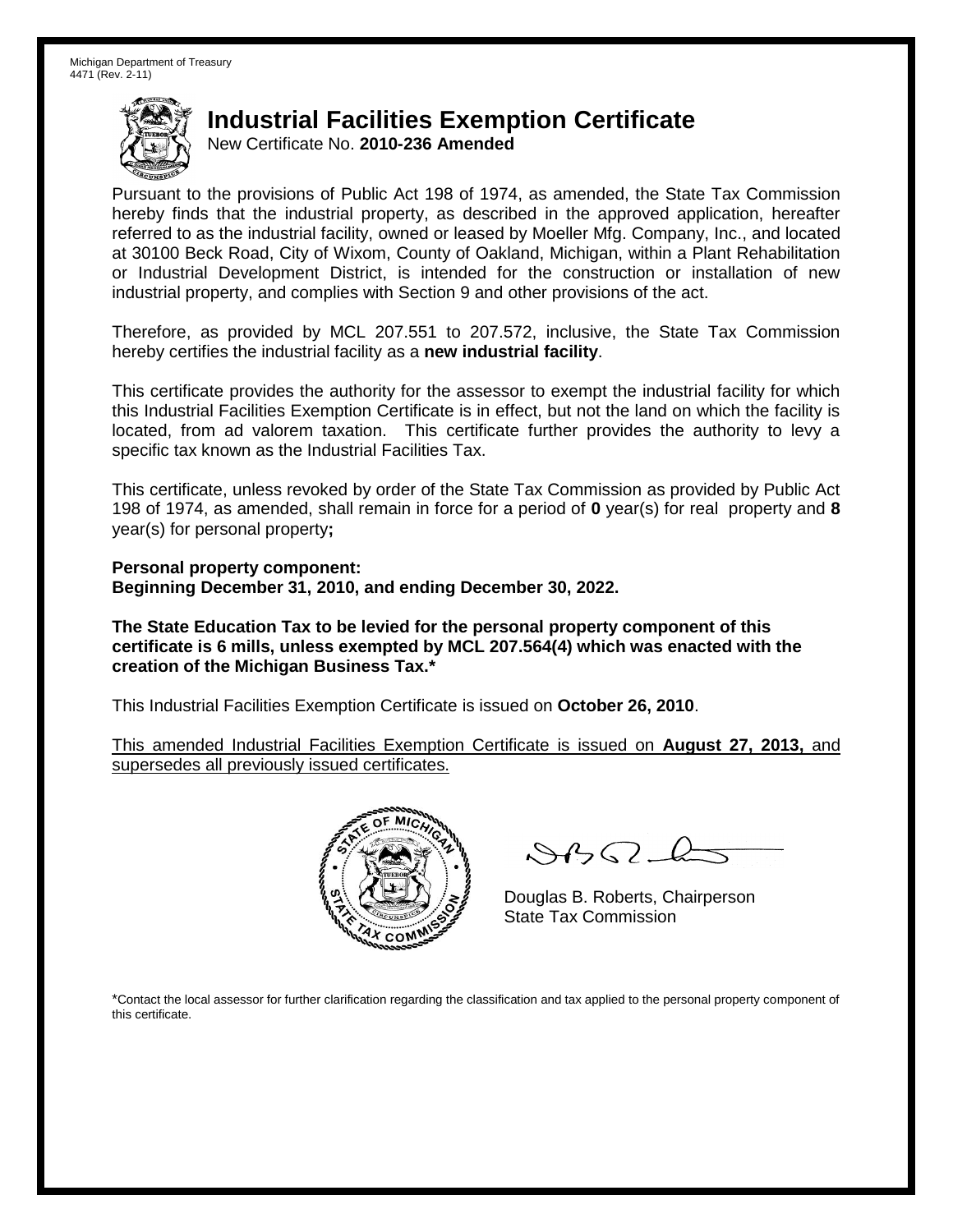Michigan Department of Treasury
4471 (Rev. 2-11)

# Industrial Facilities Exemption Certificate

New Certificate No. **2010-236 Amended**

Pursuant to the provisions of Public Act 198 of 1974, as amended, the State Tax Commission hereby finds that the industrial property, as described in the approved application, hereafter referred to as the industrial facility, owned or leased by Moeller Mfg. Company, Inc., and located at 30100 Beck Road, City of Wixom, County of Oakland, Michigan, within a Plant Rehabilitation or Industrial Development District, is intended for the construction or installation of new industrial property, and complies with Section 9 and other provisions of the act.

Therefore, as provided by MCL 207.551 to 207.572, inclusive, the State Tax Commission hereby certifies the industrial facility as a **new industrial facility**.

This certificate provides the authority for the assessor to exempt the industrial facility for which this Industrial Facilities Exemption Certificate is in effect, but not the land on which the facility is located, from ad valorem taxation. This certificate further provides the authority to levy a specific tax known as the Industrial Facilities Tax.

This certificate, unless revoked by order of the State Tax Commission as provided by Public Act 198 of 1974, as amended, shall remain in force for a period of **0** year(s) for real property and **8** year(s) for personal property**;**

**Personal property component:**
**Beginning December 31, 2010, and ending December 30, 2022.**

**The State Education Tax to be levied for the personal property component of this certificate is 6 mills, unless exempted by MCL 207.564(4) which was enacted with the creation of the Michigan Business Tax.***

This Industrial Facilities Exemption Certificate is issued on **October 26, 2010**.

<u>This amended Industrial Facilities Exemption Certificate is issued on **August 27, 2013,** and supersedes all previously issued certificates.</u>

Douglas B. Roberts, Chairperson
State Tax Commission

*Contact the local assessor for further clarification regarding the classification and tax applied to the personal property component of this certificate.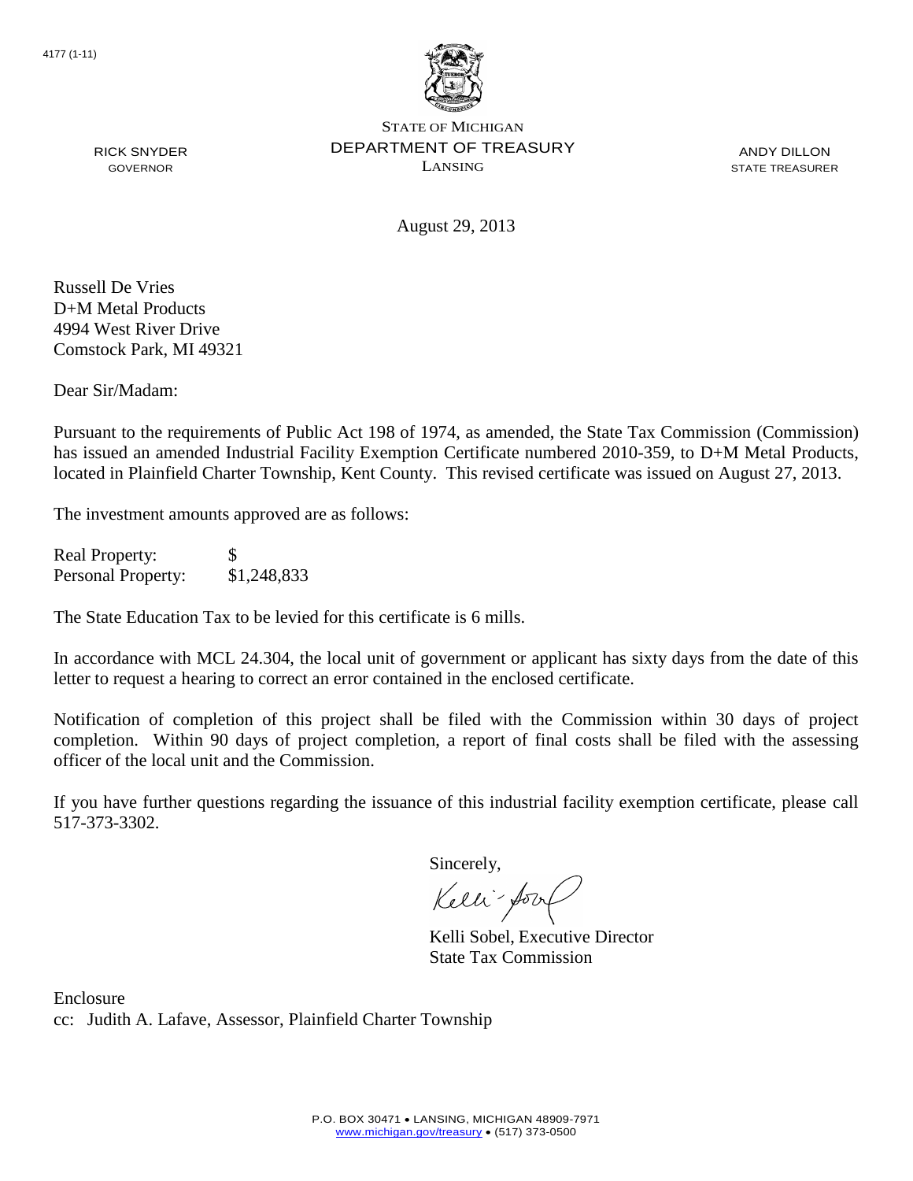4177 (1-11)

STATE OF MICHIGAN
DEPARTMENT OF TREASURY
LANSING

RICK SNYDER
GOVERNOR

ANDY DILLON
STATE TREASURER

August 29, 2013

Russell De Vries
D+M Metal Products
4994 West River Drive
Comstock Park, MI 49321

Dear Sir/Madam:

Pursuant to the requirements of Public Act 198 of 1974, as amended, the State Tax Commission (Commission) has issued an amended Industrial Facility Exemption Certificate numbered 2010-359, to D+M Metal Products, located in Plainfield Charter Township, Kent County. This revised certificate was issued on August 27, 2013.

The investment amounts approved are as follows:

| | |
|---|---|
| Real Property: | $ |
| Personal Property: | $1,248,833 |

The State Education Tax to be levied for this certificate is 6 mills.

In accordance with MCL 24.304, the local unit of government or applicant has sixty days from the date of this letter to request a hearing to correct an error contained in the enclosed certificate.

Notification of completion of this project shall be filed with the Commission within 30 days of project completion. Within 90 days of project completion, a report of final costs shall be filed with the assessing officer of the local unit and the Commission.

If you have further questions regarding the issuance of this industrial facility exemption certificate, please call 517-373-3302.

Sincerely,

Kelli Sobel, Executive Director
State Tax Commission

Enclosure
cc: Judith A. Lafave, Assessor, Plainfield Charter Township

P.O. BOX 30471 • LANSING, MICHIGAN 48909-7971
www.michigan.gov/treasury • (517) 373-0500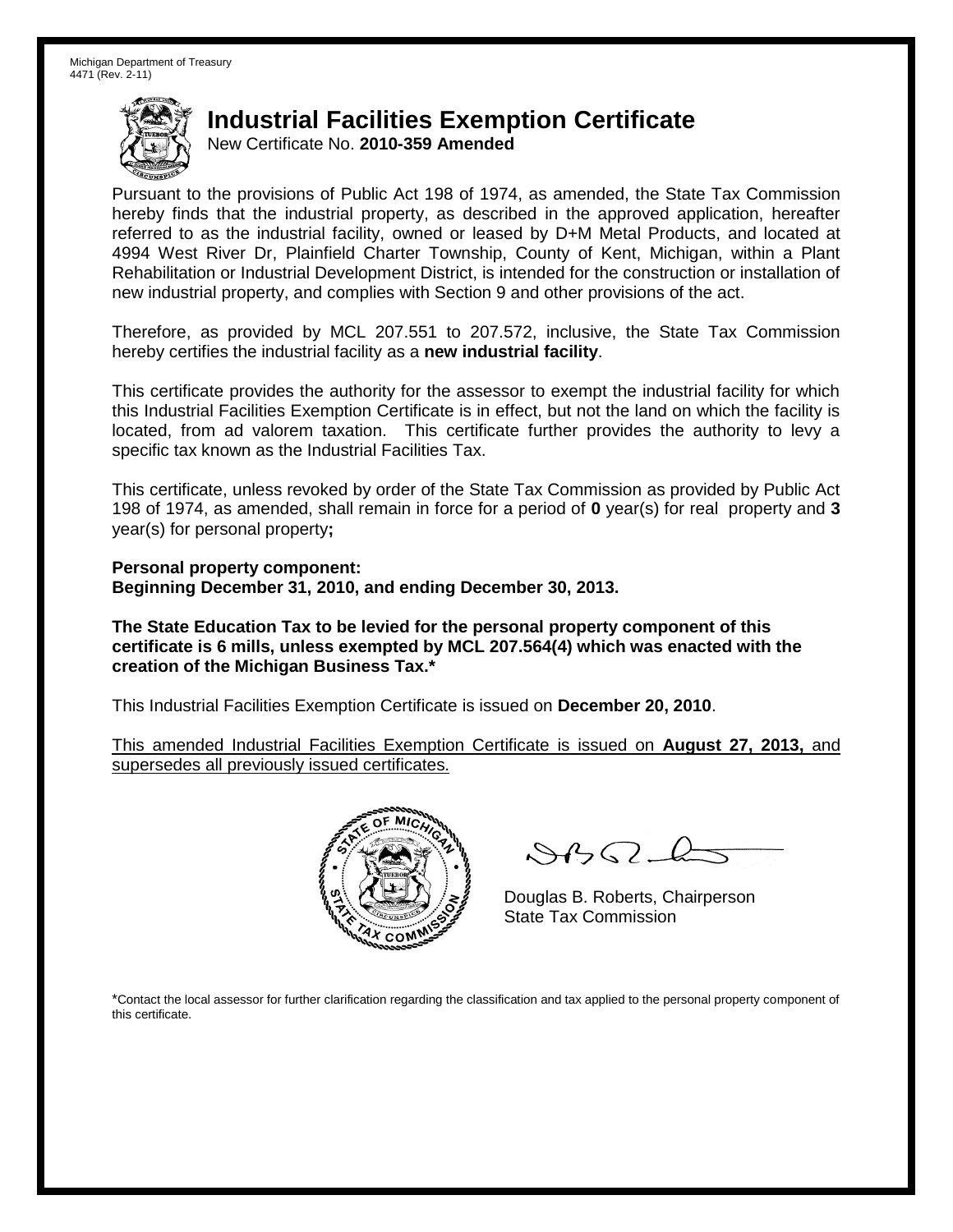Michigan Department of Treasury
4471 (Rev. 2-11)

# Industrial Facilities Exemption Certificate

New Certificate No. **2010-359 Amended**

Pursuant to the provisions of Public Act 198 of 1974, as amended, the State Tax Commission hereby finds that the industrial property, as described in the approved application, hereafter referred to as the industrial facility, owned or leased by D+M Metal Products, and located at 4994 West River Dr, Plainfield Charter Township, County of Kent, Michigan, within a Plant Rehabilitation or Industrial Development District, is intended for the construction or installation of new industrial property, and complies with Section 9 and other provisions of the act.

Therefore, as provided by MCL 207.551 to 207.572, inclusive, the State Tax Commission hereby certifies the industrial facility as a **new industrial facility**.

This certificate provides the authority for the assessor to exempt the industrial facility for which this Industrial Facilities Exemption Certificate is in effect, but not the land on which the facility is located, from ad valorem taxation. This certificate further provides the authority to levy a specific tax known as the Industrial Facilities Tax.

This certificate, unless revoked by order of the State Tax Commission as provided by Public Act 198 of 1974, as amended, shall remain in force for a period of **0** year(s) for real property and **3** year(s) for personal property**;**

**Personal property component:**
**Beginning December 31, 2010, and ending December 30, 2013.**

**The State Education Tax to be levied for the personal property component of this certificate is 6 mills, unless exempted by MCL 207.564(4) which was enacted with the creation of the Michigan Business Tax.***

This Industrial Facilities Exemption Certificate is issued on **December 20, 2010**.

This amended Industrial Facilities Exemption Certificate is issued on **August 27, 2013,** and supersedes all previously issued certificates.

Douglas B. Roberts, Chairperson
State Tax Commission

*Contact the local assessor for further clarification regarding the classification and tax applied to the personal property component of this certificate.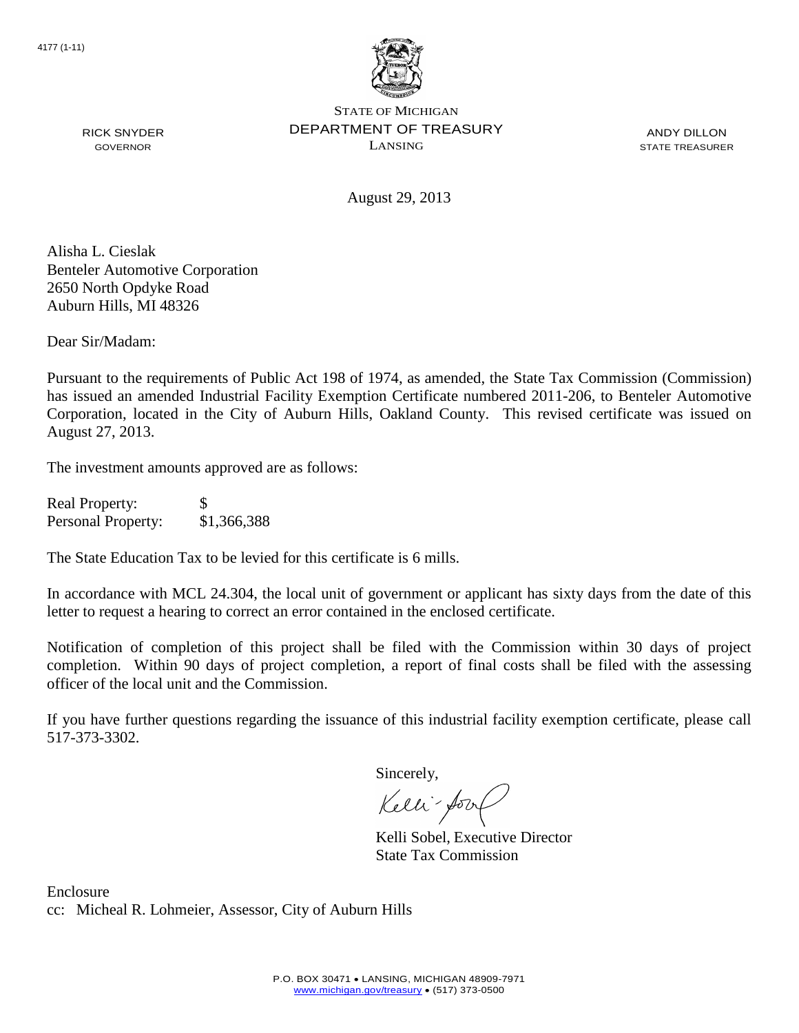4177 (1-11)

STATE OF MICHIGAN
DEPARTMENT OF TREASURY
LANSING

RICK SNYDER
GOVERNOR

ANDY DILLON
STATE TREASURER

August 29, 2013

Alisha L. Cieslak
Benteler Automotive Corporation
2650 North Opdyke Road
Auburn Hills, MI 48326

Dear Sir/Madam:

Pursuant to the requirements of Public Act 198 of 1974, as amended, the State Tax Commission (Commission) has issued an amended Industrial Facility Exemption Certificate numbered 2011-206, to Benteler Automotive Corporation, located in the City of Auburn Hills, Oakland County. This revised certificate was issued on August 27, 2013.

The investment amounts approved are as follows:

| | |
|---|---|
| Real Property: | $ |
| Personal Property: | $1,366,388 |

The State Education Tax to be levied for this certificate is 6 mills.

In accordance with MCL 24.304, the local unit of government or applicant has sixty days from the date of this letter to request a hearing to correct an error contained in the enclosed certificate.

Notification of completion of this project shall be filed with the Commission within 30 days of project completion. Within 90 days of project completion, a report of final costs shall be filed with the assessing officer of the local unit and the Commission.

If you have further questions regarding the issuance of this industrial facility exemption certificate, please call 517-373-3302.

Sincerely,

Kelli Sobel, Executive Director
State Tax Commission

Enclosure
cc: Micheal R. Lohmeier, Assessor, City of Auburn Hills

P.O. BOX 30471 • LANSING, MICHIGAN 48909-7971
www.michigan.gov/treasury • (517) 373-0500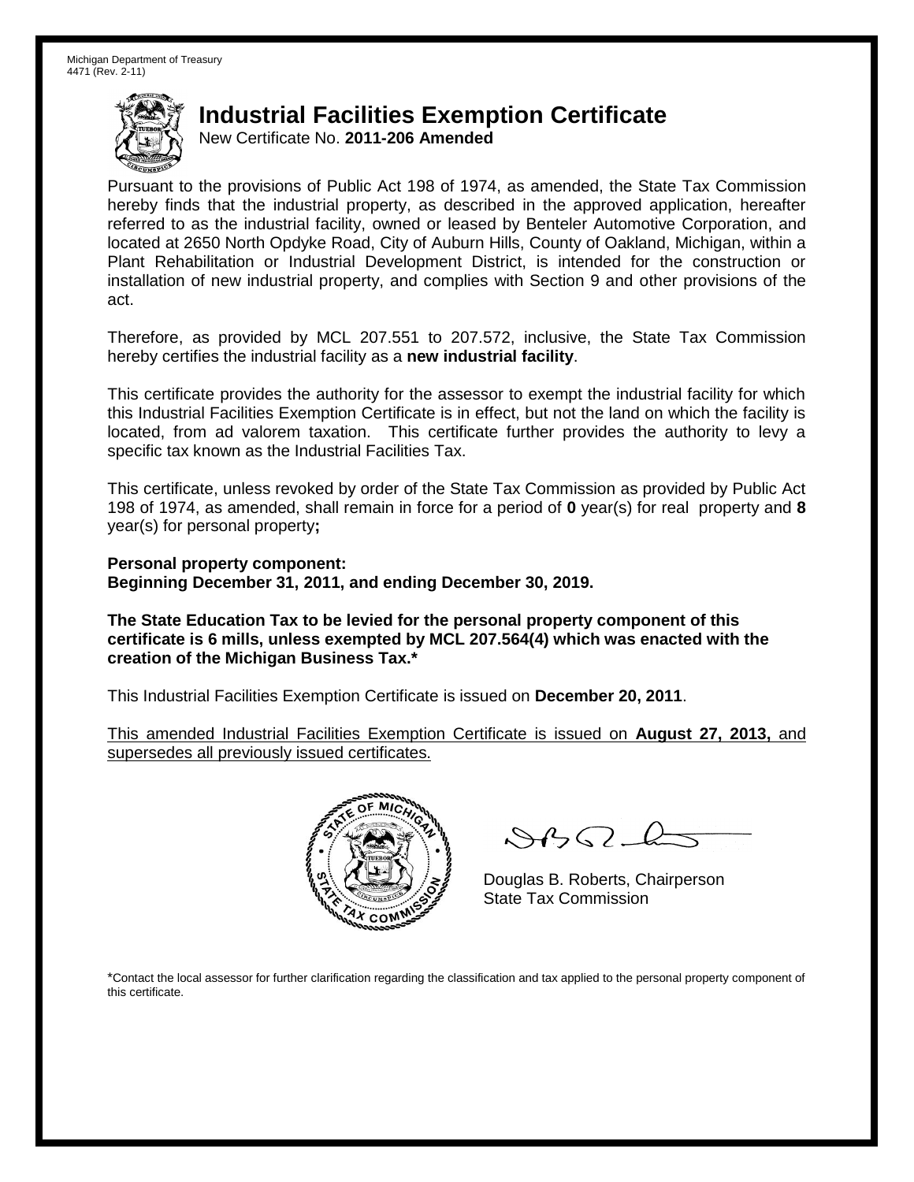Michigan Department of Treasury
4471 (Rev. 2-11)

# Industrial Facilities Exemption Certificate

New Certificate No. **2011-206 Amended**

Pursuant to the provisions of Public Act 198 of 1974, as amended, the State Tax Commission hereby finds that the industrial property, as described in the approved application, hereafter referred to as the industrial facility, owned or leased by Benteler Automotive Corporation, and located at 2650 North Opdyke Road, City of Auburn Hills, County of Oakland, Michigan, within a Plant Rehabilitation or Industrial Development District, is intended for the construction or installation of new industrial property, and complies with Section 9 and other provisions of the act.

Therefore, as provided by MCL 207.551 to 207.572, inclusive, the State Tax Commission hereby certifies the industrial facility as a **new industrial facility**.

This certificate provides the authority for the assessor to exempt the industrial facility for which this Industrial Facilities Exemption Certificate is in effect, but not the land on which the facility is located, from ad valorem taxation. This certificate further provides the authority to levy a specific tax known as the Industrial Facilities Tax.

This certificate, unless revoked by order of the State Tax Commission as provided by Public Act 198 of 1974, as amended, shall remain in force for a period of **0** year(s) for real property and **8** year(s) for personal property**;**

**Personal property component:**
**Beginning December 31, 2011, and ending December 30, 2019.**

**The State Education Tax to be levied for the personal property component of this certificate is 6 mills, unless exempted by MCL 207.564(4) which was enacted with the creation of the Michigan Business Tax.***

This Industrial Facilities Exemption Certificate is issued on **December 20, 2011**.

<u>This amended Industrial Facilities Exemption Certificate is issued on **August 27, 2013,** and supersedes all previously issued certificates.</u>

Douglas B. Roberts, Chairperson
State Tax Commission

*Contact the local assessor for further clarification regarding the classification and tax applied to the personal property component of this certificate.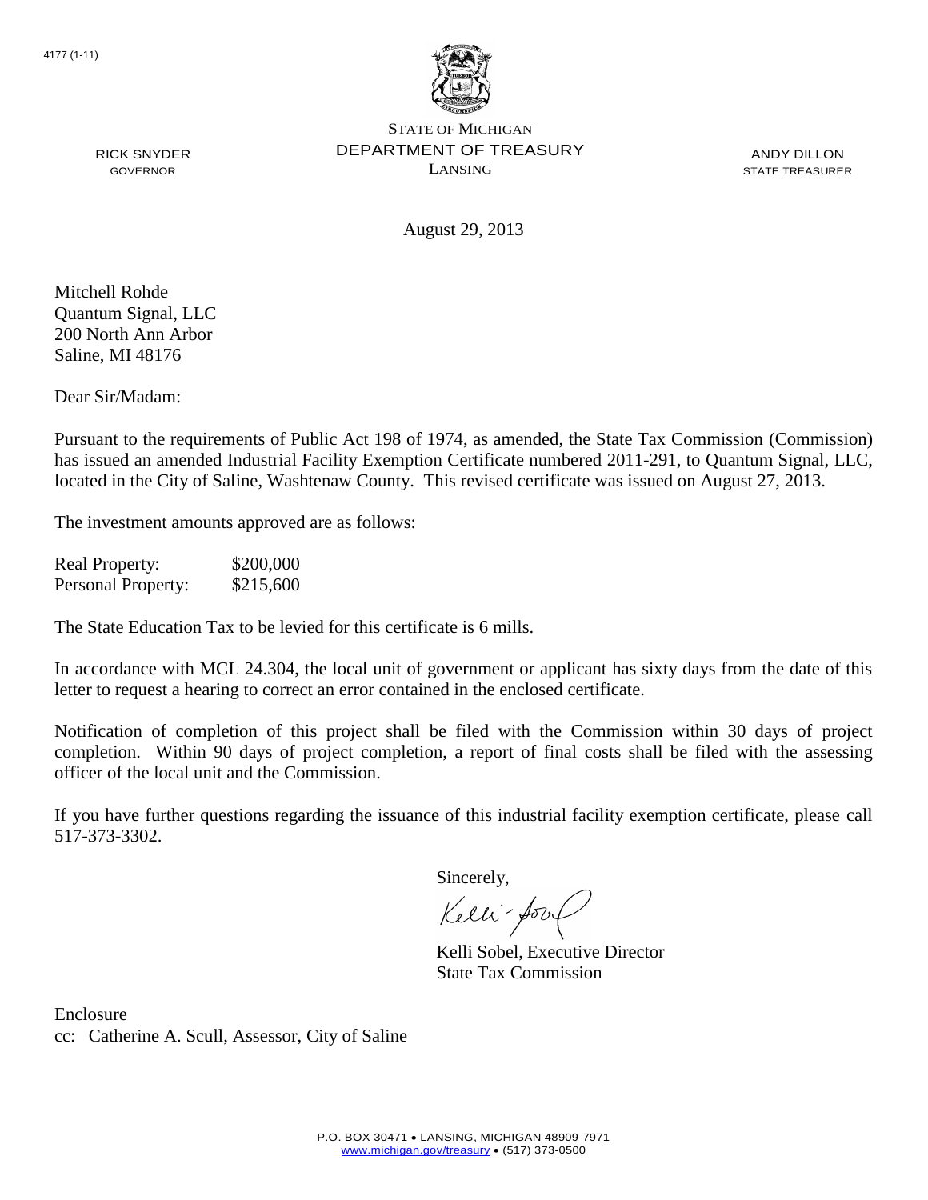4177 (1-11)

STATE OF MICHIGAN
DEPARTMENT OF TREASURY
LANSING

RICK SNYDER
GOVERNOR

ANDY DILLON
STATE TREASURER

August 29, 2013

Mitchell Rohde
Quantum Signal, LLC
200 North Ann Arbor
Saline, MI 48176

Dear Sir/Madam:

Pursuant to the requirements of Public Act 198 of 1974, as amended, the State Tax Commission (Commission) has issued an amended Industrial Facility Exemption Certificate numbered 2011-291, to Quantum Signal, LLC, located in the City of Saline, Washtenaw County. This revised certificate was issued on August 27, 2013.

The investment amounts approved are as follows:

| | |
|---|---|
| Real Property: | \$200,000 |
| Personal Property: | \$215,600 |

The State Education Tax to be levied for this certificate is 6 mills.

In accordance with MCL 24.304, the local unit of government or applicant has sixty days from the date of this letter to request a hearing to correct an error contained in the enclosed certificate.

Notification of completion of this project shall be filed with the Commission within 30 days of project completion. Within 90 days of project completion, a report of final costs shall be filed with the assessing officer of the local unit and the Commission.

If you have further questions regarding the issuance of this industrial facility exemption certificate, please call 517-373-3302.

Sincerely,

Kelli Sobel, Executive Director
State Tax Commission

Enclosure
cc: Catherine A. Scull, Assessor, City of Saline

P.O. BOX 30471 • LANSING, MICHIGAN 48909-7971
www.michigan.gov/treasury • (517) 373-0500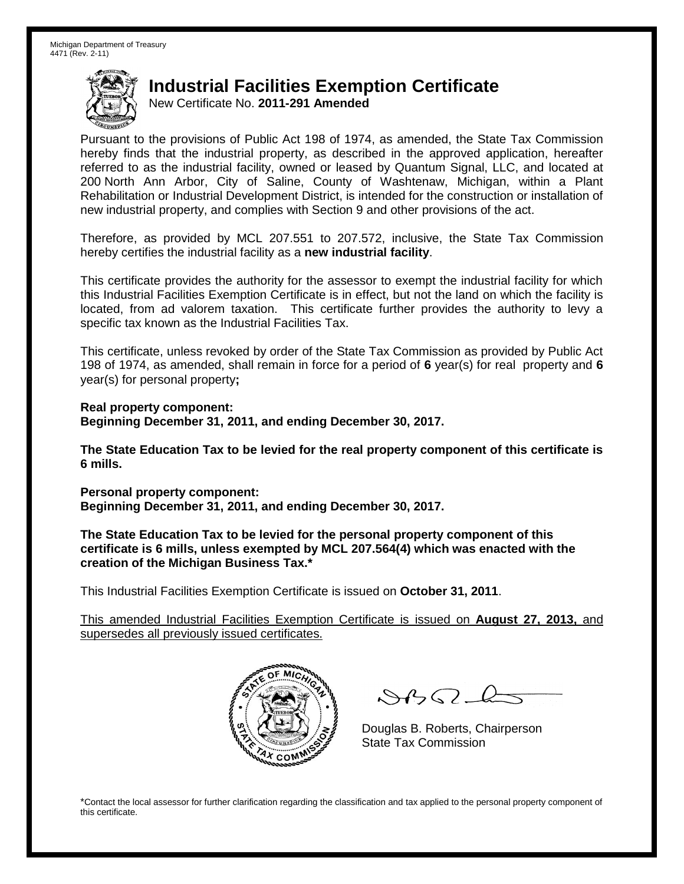Michigan Department of Treasury
4471 (Rev. 2-11)

# Industrial Facilities Exemption Certificate

New Certificate No. **2011-291 Amended**

Pursuant to the provisions of Public Act 198 of 1974, as amended, the State Tax Commission hereby finds that the industrial property, as described in the approved application, hereafter referred to as the industrial facility, owned or leased by Quantum Signal, LLC, and located at 200 North Ann Arbor, City of Saline, County of Washtenaw, Michigan, within a Plant Rehabilitation or Industrial Development District, is intended for the construction or installation of new industrial property, and complies with Section 9 and other provisions of the act.

Therefore, as provided by MCL 207.551 to 207.572, inclusive, the State Tax Commission hereby certifies the industrial facility as a **new industrial facility**.

This certificate provides the authority for the assessor to exempt the industrial facility for which this Industrial Facilities Exemption Certificate is in effect, but not the land on which the facility is located, from ad valorem taxation. This certificate further provides the authority to levy a specific tax known as the Industrial Facilities Tax.

This certificate, unless revoked by order of the State Tax Commission as provided by Public Act 198 of 1974, as amended, shall remain in force for a period of **6** year(s) for real property and **6** year(s) for personal property**;**

**Real property component:**
**Beginning December 31, 2011, and ending December 30, 2017.**

**The State Education Tax to be levied for the real property component of this certificate is 6 mills.**

**Personal property component:**
**Beginning December 31, 2011, and ending December 30, 2017.**

**The State Education Tax to be levied for the personal property component of this certificate is 6 mills, unless exempted by MCL 207.564(4) which was enacted with the creation of the Michigan Business Tax.***

This Industrial Facilities Exemption Certificate is issued on **October 31, 2011**.

This amended Industrial Facilities Exemption Certificate is issued on **August 27, 2013,** and supersedes all previously issued certificates.

Douglas B. Roberts, Chairperson
State Tax Commission

*Contact the local assessor for further clarification regarding the classification and tax applied to the personal property component of this certificate.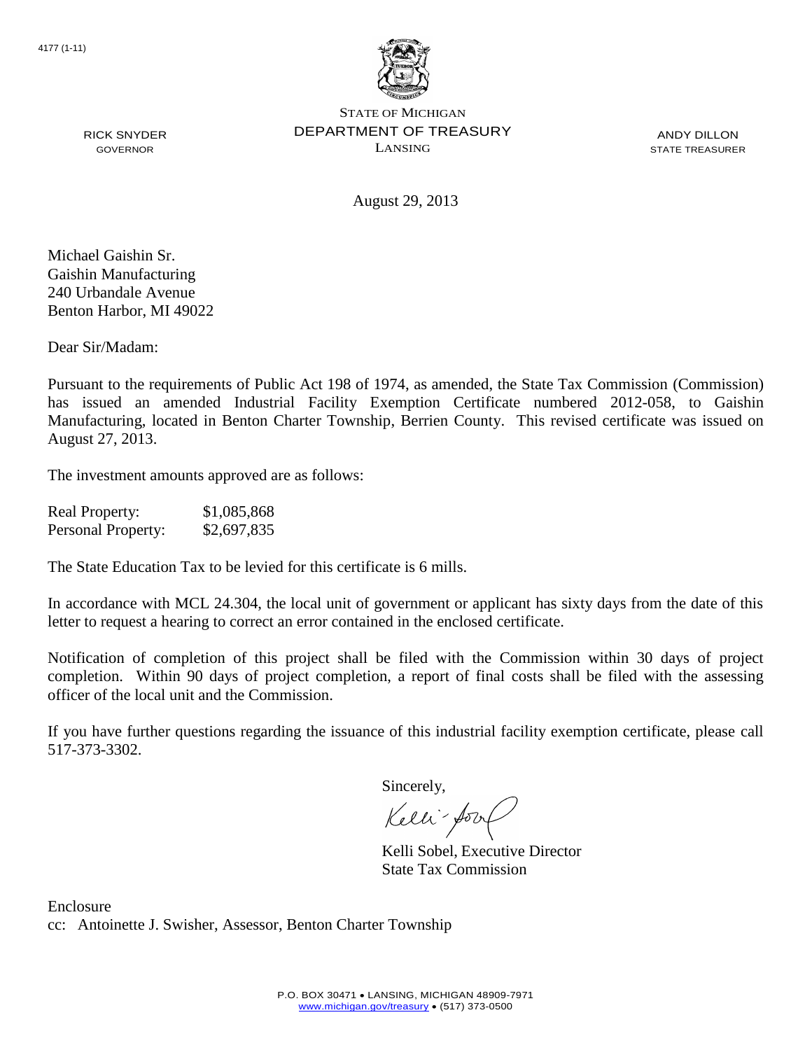4177 (1-11)

STATE OF MICHIGAN
DEPARTMENT OF TREASURY
LANSING

RICK SNYDER
GOVERNOR

ANDY DILLON
STATE TREASURER

August 29, 2013

Michael Gaishin Sr.
Gaishin Manufacturing
240 Urbandale Avenue
Benton Harbor, MI 49022

Dear Sir/Madam:

Pursuant to the requirements of Public Act 198 of 1974, as amended, the State Tax Commission (Commission) has issued an amended Industrial Facility Exemption Certificate numbered 2012-058, to Gaishin Manufacturing, located in Benton Charter Township, Berrien County. This revised certificate was issued on August 27, 2013.

The investment amounts approved are as follows:

| | |
|---|---|
| Real Property: | $1,085,868 |
| Personal Property: | $2,697,835 |

The State Education Tax to be levied for this certificate is 6 mills.

In accordance with MCL 24.304, the local unit of government or applicant has sixty days from the date of this letter to request a hearing to correct an error contained in the enclosed certificate.

Notification of completion of this project shall be filed with the Commission within 30 days of project completion. Within 90 days of project completion, a report of final costs shall be filed with the assessing officer of the local unit and the Commission.

If you have further questions regarding the issuance of this industrial facility exemption certificate, please call 517-373-3302.

Sincerely,

Kelli Sobel, Executive Director
State Tax Commission

Enclosure
cc: Antoinette J. Swisher, Assessor, Benton Charter Township

P.O. BOX 30471 • LANSING, MICHIGAN 48909-7971
www.michigan.gov/treasury • (517) 373-0500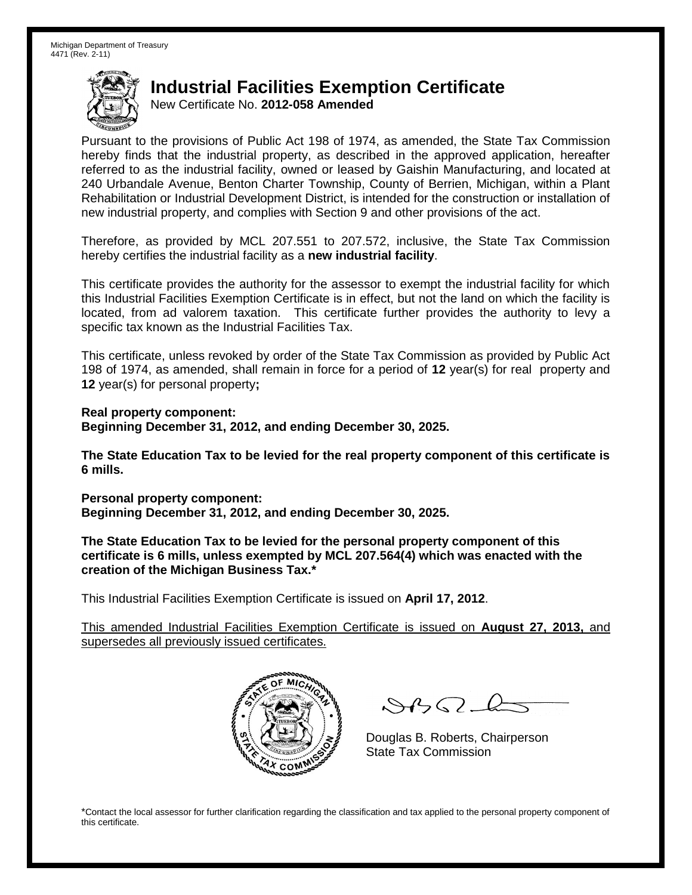Michigan Department of Treasury
4471 (Rev. 2-11)

# Industrial Facilities Exemption Certificate

New Certificate No. **2012-058 Amended**

Pursuant to the provisions of Public Act 198 of 1974, as amended, the State Tax Commission hereby finds that the industrial property, as described in the approved application, hereafter referred to as the industrial facility, owned or leased by Gaishin Manufacturing, and located at 240 Urbandale Avenue, Benton Charter Township, County of Berrien, Michigan, within a Plant Rehabilitation or Industrial Development District, is intended for the construction or installation of new industrial property, and complies with Section 9 and other provisions of the act.

Therefore, as provided by MCL 207.551 to 207.572, inclusive, the State Tax Commission hereby certifies the industrial facility as a **new industrial facility**.

This certificate provides the authority for the assessor to exempt the industrial facility for which this Industrial Facilities Exemption Certificate is in effect, but not the land on which the facility is located, from ad valorem taxation. This certificate further provides the authority to levy a specific tax known as the Industrial Facilities Tax.

This certificate, unless revoked by order of the State Tax Commission as provided by Public Act 198 of 1974, as amended, shall remain in force for a period of **12** year(s) for real property and **12** year(s) for personal property**;**

**Real property component:**
**Beginning December 31, 2012, and ending December 30, 2025.**

**The State Education Tax to be levied for the real property component of this certificate is 6 mills.**

**Personal property component:**
**Beginning December 31, 2012, and ending December 30, 2025.**

**The State Education Tax to be levied for the personal property component of this certificate is 6 mills, unless exempted by MCL 207.564(4) which was enacted with the creation of the Michigan Business Tax.***

This Industrial Facilities Exemption Certificate is issued on **April 17, 2012**.

This amended Industrial Facilities Exemption Certificate is issued on **August 27, 2013,** and supersedes all previously issued certificates.

Douglas B. Roberts, Chairperson
State Tax Commission

*Contact the local assessor for further clarification regarding the classification and tax applied to the personal property component of this certificate.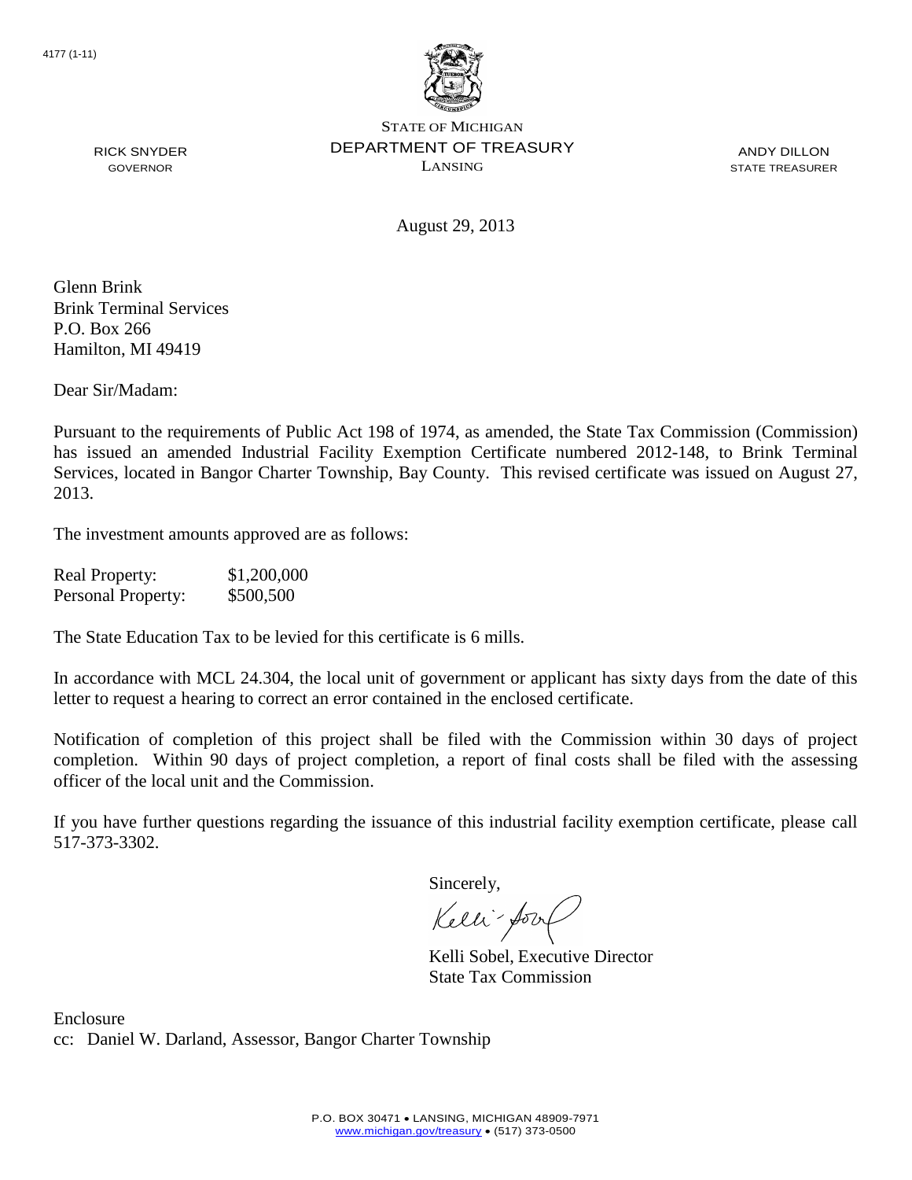4177 (1-11)

STATE OF MICHIGAN
DEPARTMENT OF TREASURY
LANSING

RICK SNYDER
GOVERNOR

ANDY DILLON
STATE TREASURER

August 29, 2013

Glenn Brink
Brink Terminal Services
P.O. Box 266
Hamilton, MI 49419

Dear Sir/Madam:

Pursuant to the requirements of Public Act 198 of 1974, as amended, the State Tax Commission (Commission) has issued an amended Industrial Facility Exemption Certificate numbered 2012-148, to Brink Terminal Services, located in Bangor Charter Township, Bay County. This revised certificate was issued on August 27, 2013.

The investment amounts approved are as follows:

| | |
|---|---|
| Real Property: | $1,200,000 |
| Personal Property: | $500,500 |

The State Education Tax to be levied for this certificate is 6 mills.

In accordance with MCL 24.304, the local unit of government or applicant has sixty days from the date of this letter to request a hearing to correct an error contained in the enclosed certificate.

Notification of completion of this project shall be filed with the Commission within 30 days of project completion. Within 90 days of project completion, a report of final costs shall be filed with the assessing officer of the local unit and the Commission.

If you have further questions regarding the issuance of this industrial facility exemption certificate, please call 517-373-3302.

Sincerely,

Kelli Sobel, Executive Director
State Tax Commission

Enclosure
cc: Daniel W. Darland, Assessor, Bangor Charter Township

P.O. BOX 30471 • LANSING, MICHIGAN 48909-7971
www.michigan.gov/treasury • (517) 373-0500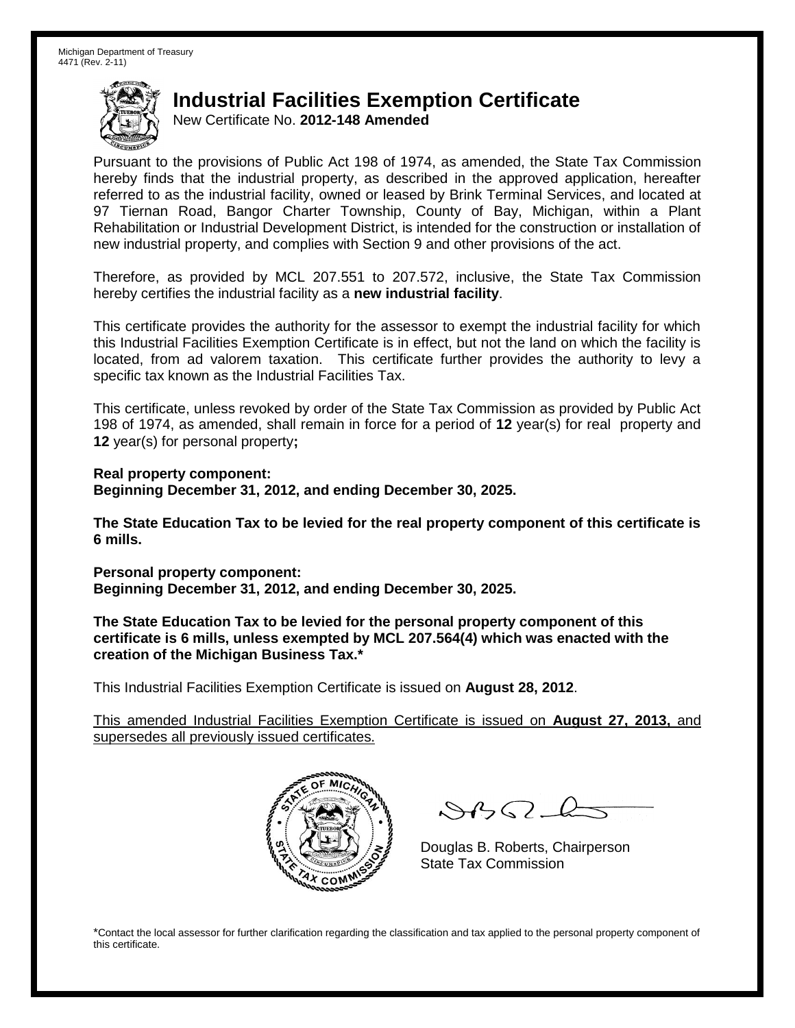Michigan Department of Treasury
4471 (Rev. 2-11)

# Industrial Facilities Exemption Certificate

New Certificate No. **2012-148 Amended**

Pursuant to the provisions of Public Act 198 of 1974, as amended, the State Tax Commission hereby finds that the industrial property, as described in the approved application, hereafter referred to as the industrial facility, owned or leased by Brink Terminal Services, and located at 97 Tiernan Road, Bangor Charter Township, County of Bay, Michigan, within a Plant Rehabilitation or Industrial Development District, is intended for the construction or installation of new industrial property, and complies with Section 9 and other provisions of the act.

Therefore, as provided by MCL 207.551 to 207.572, inclusive, the State Tax Commission hereby certifies the industrial facility as a **new industrial facility**.

This certificate provides the authority for the assessor to exempt the industrial facility for which this Industrial Facilities Exemption Certificate is in effect, but not the land on which the facility is located, from ad valorem taxation. This certificate further provides the authority to levy a specific tax known as the Industrial Facilities Tax.

This certificate, unless revoked by order of the State Tax Commission as provided by Public Act 198 of 1974, as amended, shall remain in force for a period of **12** year(s) for real property and **12** year(s) for personal property**;**

**Real property component:**
**Beginning December 31, 2012, and ending December 30, 2025.**

**The State Education Tax to be levied for the real property component of this certificate is 6 mills.**

**Personal property component:**
**Beginning December 31, 2012, and ending December 30, 2025.**

**The State Education Tax to be levied for the personal property component of this certificate is 6 mills, unless exempted by MCL 207.564(4) which was enacted with the creation of the Michigan Business Tax.***

This Industrial Facilities Exemption Certificate is issued on **August 28, 2012**.

This amended Industrial Facilities Exemption Certificate is issued on **August 27, 2013,** and supersedes all previously issued certificates.

Douglas B. Roberts, Chairperson
State Tax Commission

*Contact the local assessor for further clarification regarding the classification and tax applied to the personal property component of this certificate.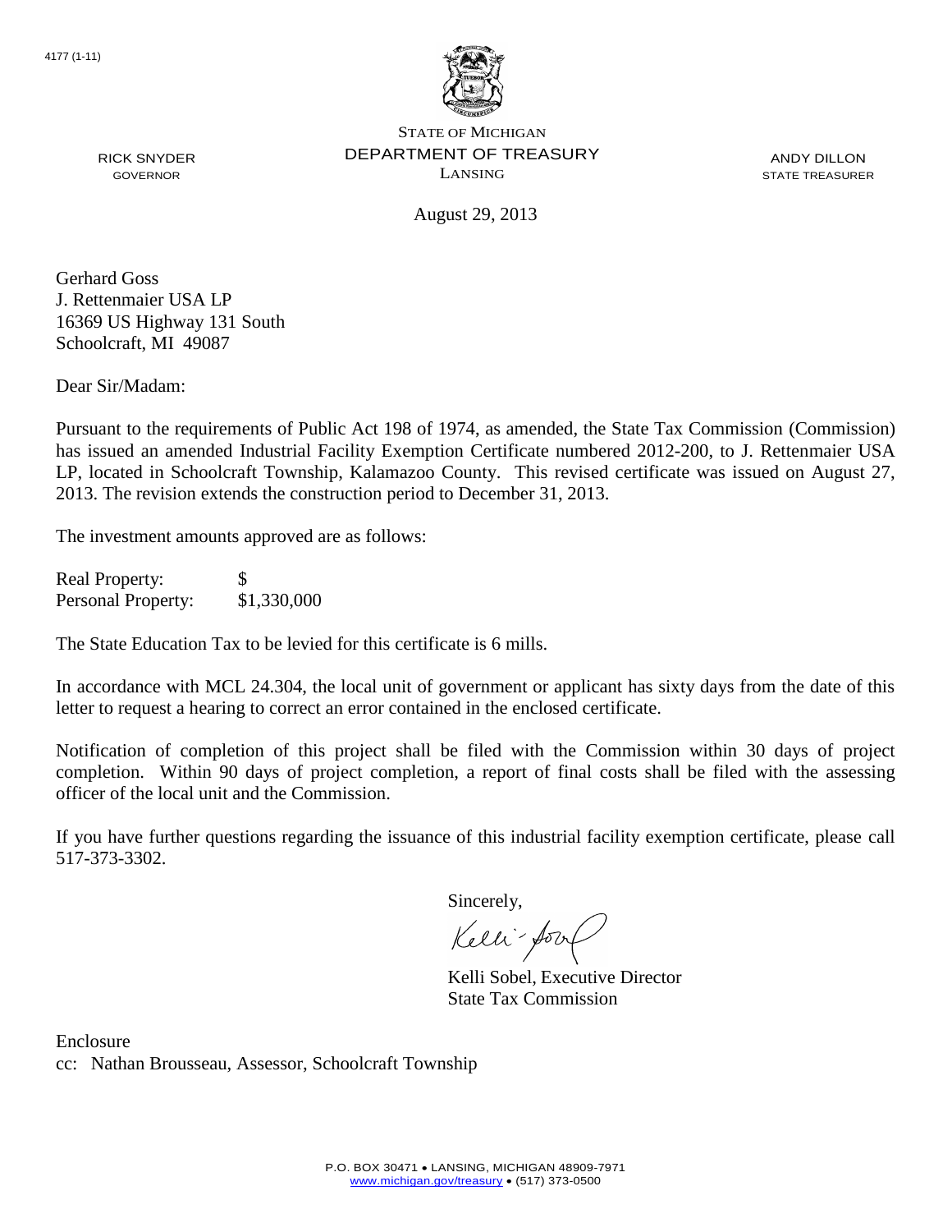4177 (1-11)

STATE OF MICHIGAN
DEPARTMENT OF TREASURY
LANSING

RICK SNYDER
GOVERNOR

ANDY DILLON
STATE TREASURER

August 29, 2013

Gerhard Goss
J. Rettenmaier USA LP
16369 US Highway 131 South
Schoolcraft, MI 49087

Dear Sir/Madam:

Pursuant to the requirements of Public Act 198 of 1974, as amended, the State Tax Commission (Commission) has issued an amended Industrial Facility Exemption Certificate numbered 2012-200, to J. Rettenmaier USA LP, located in Schoolcraft Township, Kalamazoo County. This revised certificate was issued on August 27, 2013. The revision extends the construction period to December 31, 2013.

The investment amounts approved are as follows:

| | |
|---|---|
| Real Property: | $ |
| Personal Property: | $1,330,000 |

The State Education Tax to be levied for this certificate is 6 mills.

In accordance with MCL 24.304, the local unit of government or applicant has sixty days from the date of this letter to request a hearing to correct an error contained in the enclosed certificate.

Notification of completion of this project shall be filed with the Commission within 30 days of project completion. Within 90 days of project completion, a report of final costs shall be filed with the assessing officer of the local unit and the Commission.

If you have further questions regarding the issuance of this industrial facility exemption certificate, please call 517-373-3302.

Sincerely,

Kelli Sobel, Executive Director
State Tax Commission

Enclosure
cc: Nathan Brousseau, Assessor, Schoolcraft Township

P.O. BOX 30471 • LANSING, MICHIGAN 48909-7971
www.michigan.gov/treasury • (517) 373-0500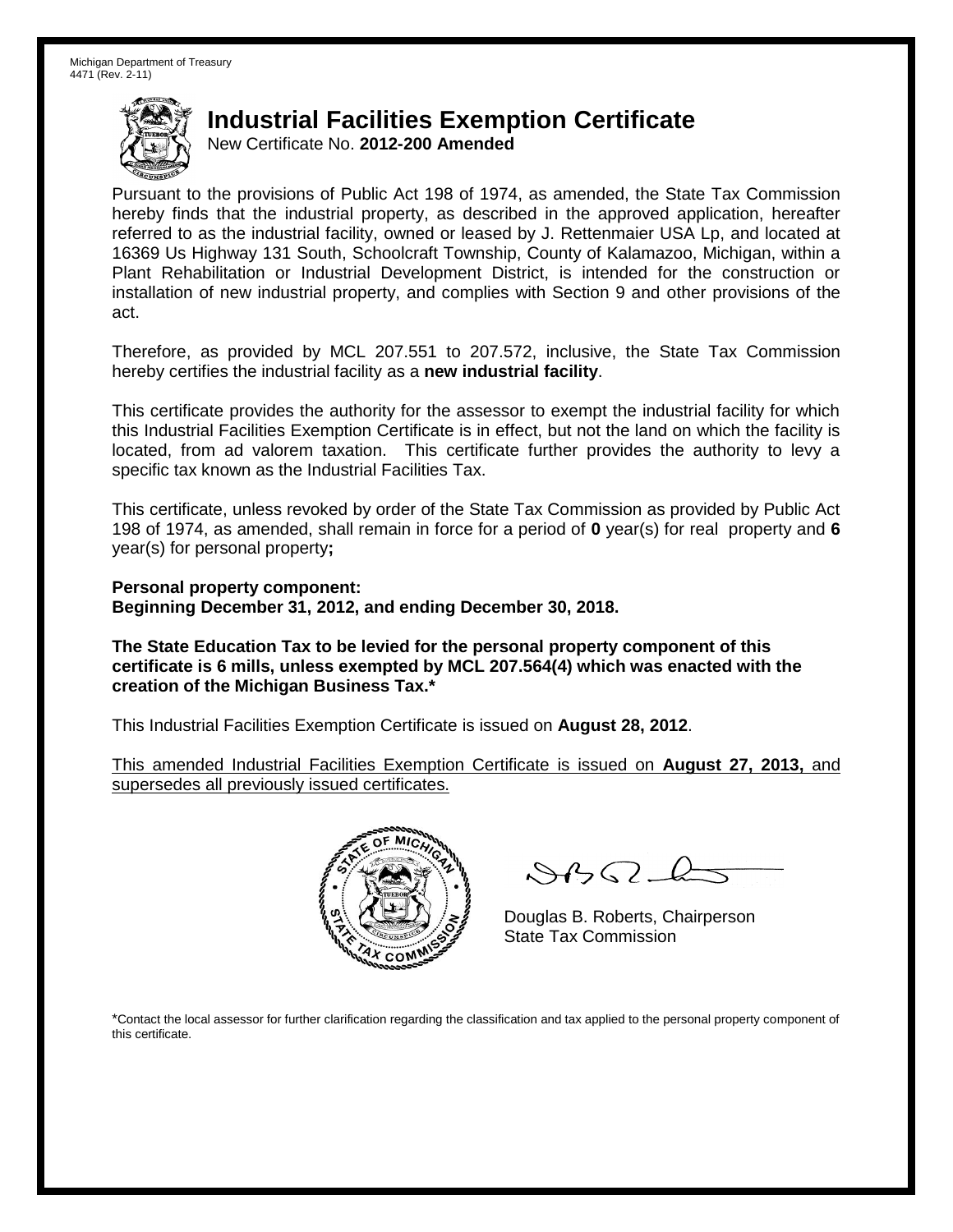Michigan Department of Treasury
4471 (Rev. 2-11)

# Industrial Facilities Exemption Certificate

New Certificate No. **2012-200 Amended**

Pursuant to the provisions of Public Act 198 of 1974, as amended, the State Tax Commission hereby finds that the industrial property, as described in the approved application, hereafter referred to as the industrial facility, owned or leased by J. Rettenmaier USA Lp, and located at 16369 Us Highway 131 South, Schoolcraft Township, County of Kalamazoo, Michigan, within a Plant Rehabilitation or Industrial Development District, is intended for the construction or installation of new industrial property, and complies with Section 9 and other provisions of the act.

Therefore, as provided by MCL 207.551 to 207.572, inclusive, the State Tax Commission hereby certifies the industrial facility as a **new industrial facility**.

This certificate provides the authority for the assessor to exempt the industrial facility for which this Industrial Facilities Exemption Certificate is in effect, but not the land on which the facility is located, from ad valorem taxation. This certificate further provides the authority to levy a specific tax known as the Industrial Facilities Tax.

This certificate, unless revoked by order of the State Tax Commission as provided by Public Act 198 of 1974, as amended, shall remain in force for a period of **0** year(s) for real property and **6** year(s) for personal property**;**

**Personal property component:**
**Beginning December 31, 2012, and ending December 30, 2018.**

**The State Education Tax to be levied for the personal property component of this certificate is 6 mills, unless exempted by MCL 207.564(4) which was enacted with the creation of the Michigan Business Tax.***

This Industrial Facilities Exemption Certificate is issued on **August 28, 2012**.

This amended Industrial Facilities Exemption Certificate is issued on **August 27, 2013,** and supersedes all previously issued certificates.

Douglas B. Roberts, Chairperson
State Tax Commission

*Contact the local assessor for further clarification regarding the classification and tax applied to the personal property component of this certificate.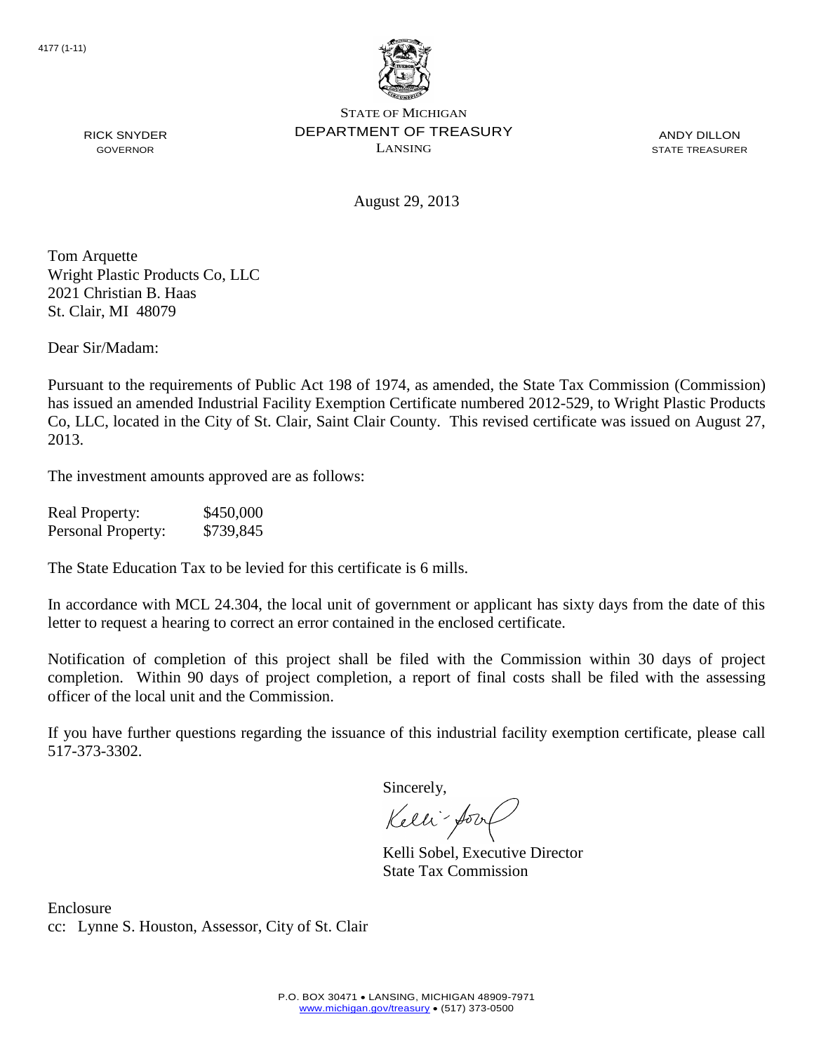4177 (1-11)

STATE OF MICHIGAN
DEPARTMENT OF TREASURY
LANSING

RICK SNYDER
GOVERNOR

ANDY DILLON
STATE TREASURER

August 29, 2013

Tom Arquette
Wright Plastic Products Co, LLC
2021 Christian B. Haas
St. Clair, MI 48079

Dear Sir/Madam:

Pursuant to the requirements of Public Act 198 of 1974, as amended, the State Tax Commission (Commission) has issued an amended Industrial Facility Exemption Certificate numbered 2012-529, to Wright Plastic Products Co, LLC, located in the City of St. Clair, Saint Clair County. This revised certificate was issued on August 27, 2013.

The investment amounts approved are as follows:

| | |
|---|---|
| Real Property: | \$450,000 |
| Personal Property: | \$739,845 |

The State Education Tax to be levied for this certificate is 6 mills.

In accordance with MCL 24.304, the local unit of government or applicant has sixty days from the date of this letter to request a hearing to correct an error contained in the enclosed certificate.

Notification of completion of this project shall be filed with the Commission within 30 days of project completion. Within 90 days of project completion, a report of final costs shall be filed with the assessing officer of the local unit and the Commission.

If you have further questions regarding the issuance of this industrial facility exemption certificate, please call 517-373-3302.

Sincerely,

Kelli Sobel, Executive Director
State Tax Commission

Enclosure
cc: Lynne S. Houston, Assessor, City of St. Clair

P.O. BOX 30471 • LANSING, MICHIGAN 48909-7971
www.michigan.gov/treasury • (517) 373-0500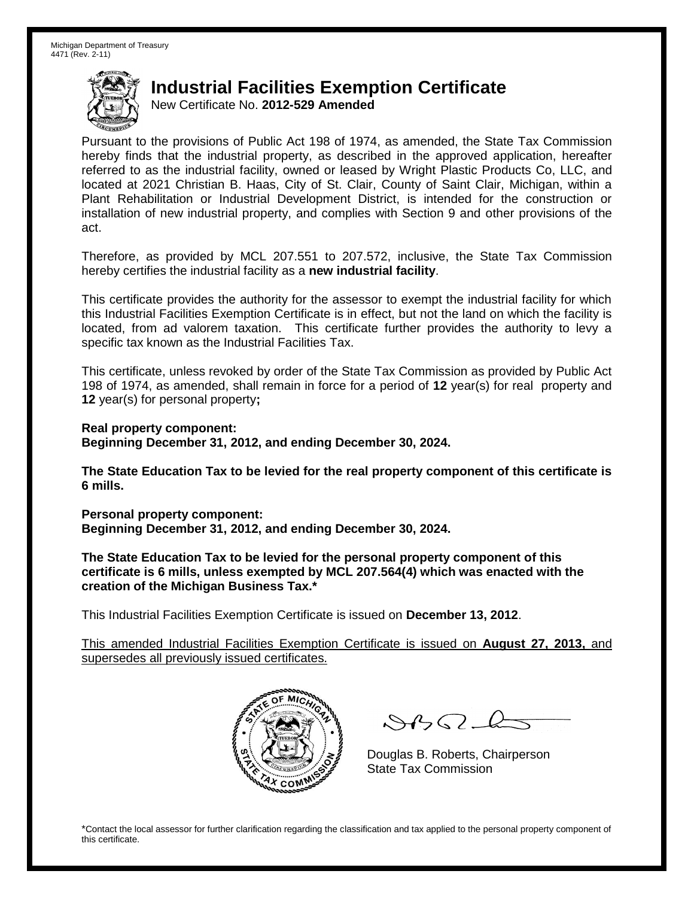Michigan Department of Treasury
4471 (Rev. 2-11)

# Industrial Facilities Exemption Certificate

New Certificate No. **2012-529 Amended**

Pursuant to the provisions of Public Act 198 of 1974, as amended, the State Tax Commission hereby finds that the industrial property, as described in the approved application, hereafter referred to as the industrial facility, owned or leased by Wright Plastic Products Co, LLC, and located at 2021 Christian B. Haas, City of St. Clair, County of Saint Clair, Michigan, within a Plant Rehabilitation or Industrial Development District, is intended for the construction or installation of new industrial property, and complies with Section 9 and other provisions of the act.

Therefore, as provided by MCL 207.551 to 207.572, inclusive, the State Tax Commission hereby certifies the industrial facility as a **new industrial facility**.

This certificate provides the authority for the assessor to exempt the industrial facility for which this Industrial Facilities Exemption Certificate is in effect, but not the land on which the facility is located, from ad valorem taxation. This certificate further provides the authority to levy a specific tax known as the Industrial Facilities Tax.

This certificate, unless revoked by order of the State Tax Commission as provided by Public Act 198 of 1974, as amended, shall remain in force for a period of **12** year(s) for real property and **12** year(s) for personal property**;**

**Real property component:**
**Beginning December 31, 2012, and ending December 30, 2024.**

**The State Education Tax to be levied for the real property component of this certificate is 6 mills.**

**Personal property component:**
**Beginning December 31, 2012, and ending December 30, 2024.**

**The State Education Tax to be levied for the personal property component of this certificate is 6 mills, unless exempted by MCL 207.564(4) which was enacted with the creation of the Michigan Business Tax.***

This Industrial Facilities Exemption Certificate is issued on **December 13, 2012**.

<u>This amended Industrial Facilities Exemption Certificate is issued on **August 27, 2013,** and supersedes all previously issued certificates.</u>

Douglas B. Roberts, Chairperson
State Tax Commission

*Contact the local assessor for further clarification regarding the classification and tax applied to the personal property component of this certificate.